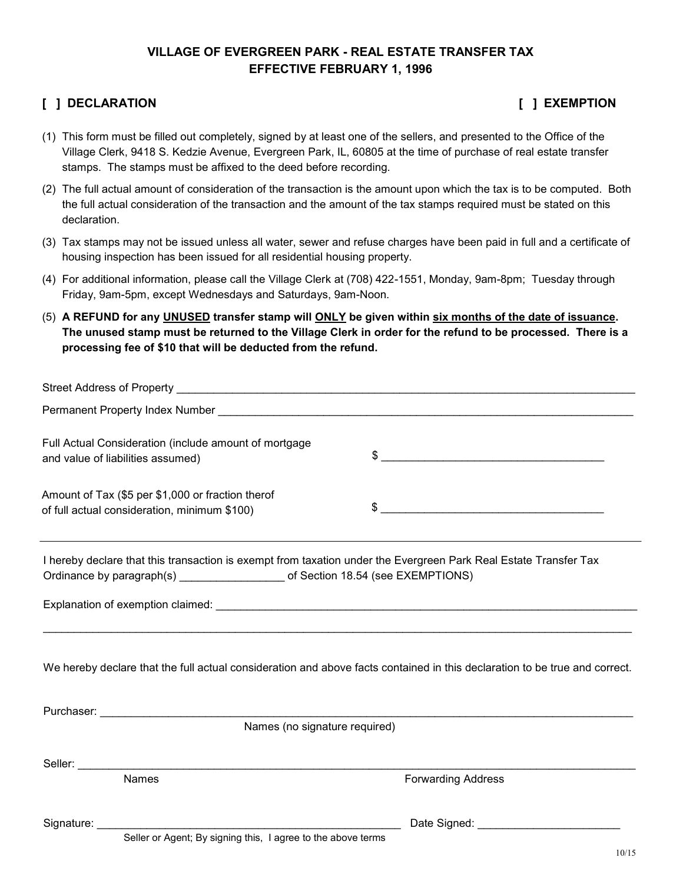# VILLAGE OF EVERGREEN PARK - REAL ESTATE TRANSFER TAX
## EFFECTIVE FEBRUARY 1, 1996

**[ ] DECLARATION** **[ ] EXEMPTION**

(1) This form must be filled out completely, signed by at least one of the sellers, and presented to the Office of the Village Clerk, 9418 S. Kedzie Avenue, Evergreen Park, IL, 60805 at the time of purchase of real estate transfer stamps. The stamps must be affixed to the deed before recording.

(2) The full actual amount of consideration of the transaction is the amount upon which the tax is to be computed. Both the full actual consideration of the transaction and the amount of the tax stamps required must be stated on this declaration.

(3) Tax stamps may not be issued unless all water, sewer and refuse charges have been paid in full and a certificate of housing inspection has been issued for all residential housing property.

(4) For additional information, please call the Village Clerk at (708) 422-1551, Monday, 9am-8pm; Tuesday through Friday, 9am-5pm, except Wednesdays and Saturdays, 9am-Noon.

(5) **A REFUND for any <u>UNUSED</u> transfer stamp will <u>ONLY</u> be given within <u>six months of the date of issuance</u>. The unused stamp must be returned to the Village Clerk in order for the refund to be processed. There is a processing fee of $10 that will be deducted from the refund.**

Street Address of Property ______________________________________________

Permanent Property Index Number ______________________________________________

Full Actual Consideration (include amount of mortgage and value of liabilities assumed) $ ______________________

Amount of Tax ($5 per $1,000 or fraction therof of full actual consideration, minimum $100) $ ______________________

---

I hereby declare that this transaction is exempt from taxation under the Evergreen Park Real Estate Transfer Tax Ordinance by paragraph(s) ________________ of Section 18.54 (see EXEMPTIONS)

Explanation of exemption claimed: ______________________________________________

______________________________________________

We hereby declare that the full actual consideration and above facts contained in this declaration to be true and correct.

Purchaser: ______________________________________________
Names (no signature required)

Seller: ______________________________________________
Names Forwarding Address

Signature: ______________________________ Date Signed: ______________________
Seller or Agent; By signing this, I agree to the above terms

10/15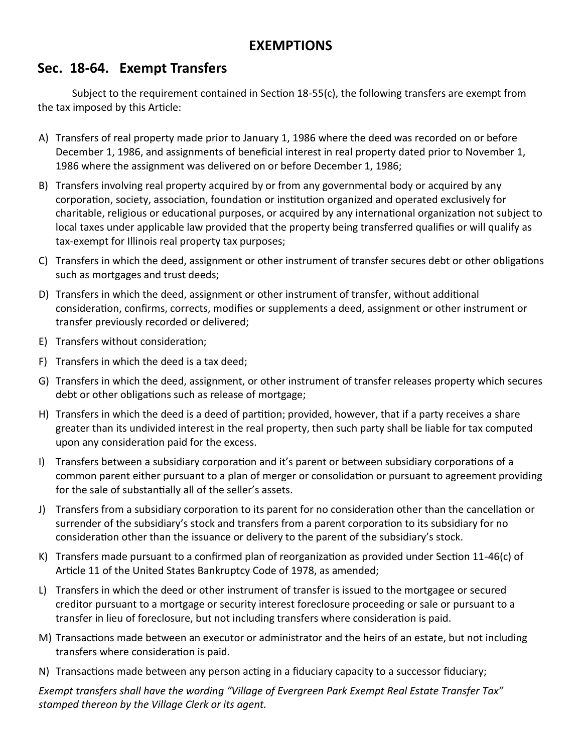## EXEMPTIONS

## Sec. 18-64. Exempt Transfers

Subject to the requirement contained in Section 18-55(c), the following transfers are exempt from the tax imposed by this Article:

A) Transfers of real property made prior to January 1, 1986 where the deed was recorded on or before December 1, 1986, and assignments of beneficial interest in real property dated prior to November 1, 1986 where the assignment was delivered on or before December 1, 1986;

B) Transfers involving real property acquired by or from any governmental body or acquired by any corporation, society, association, foundation or institution organized and operated exclusively for charitable, religious or educational purposes, or acquired by any international organization not subject to local taxes under applicable law provided that the property being transferred qualifies or will qualify as tax-exempt for Illinois real property tax purposes;

C) Transfers in which the deed, assignment or other instrument of transfer secures debt or other obligations such as mortgages and trust deeds;

D) Transfers in which the deed, assignment or other instrument of transfer, without additional consideration, confirms, corrects, modifies or supplements a deed, assignment or other instrument or transfer previously recorded or delivered;

E) Transfers without consideration;

F) Transfers in which the deed is a tax deed;

G) Transfers in which the deed, assignment, or other instrument of transfer releases property which secures debt or other obligations such as release of mortgage;

H) Transfers in which the deed is a deed of partition; provided, however, that if a party receives a share greater than its undivided interest in the real property, then such party shall be liable for tax computed upon any consideration paid for the excess.

I) Transfers between a subsidiary corporation and it's parent or between subsidiary corporations of a common parent either pursuant to a plan of merger or consolidation or pursuant to agreement providing for the sale of substantially all of the seller's assets.

J) Transfers from a subsidiary corporation to its parent for no consideration other than the cancellation or surrender of the subsidiary's stock and transfers from a parent corporation to its subsidiary for no consideration other than the issuance or delivery to the parent of the subsidiary's stock.

K) Transfers made pursuant to a confirmed plan of reorganization as provided under Section 11-46(c) of Article 11 of the United States Bankruptcy Code of 1978, as amended;

L) Transfers in which the deed or other instrument of transfer is issued to the mortgagee or secured creditor pursuant to a mortgage or security interest foreclosure proceeding or sale or pursuant to a transfer in lieu of foreclosure, but not including transfers where consideration is paid.

M) Transactions made between an executor or administrator and the heirs of an estate, but not including transfers where consideration is paid.

N) Transactions made between any person acting in a fiduciary capacity to a successor fiduciary;

*Exempt transfers shall have the wording "Village of Evergreen Park Exempt Real Estate Transfer Tax" stamped thereon by the Village Clerk or its agent.*